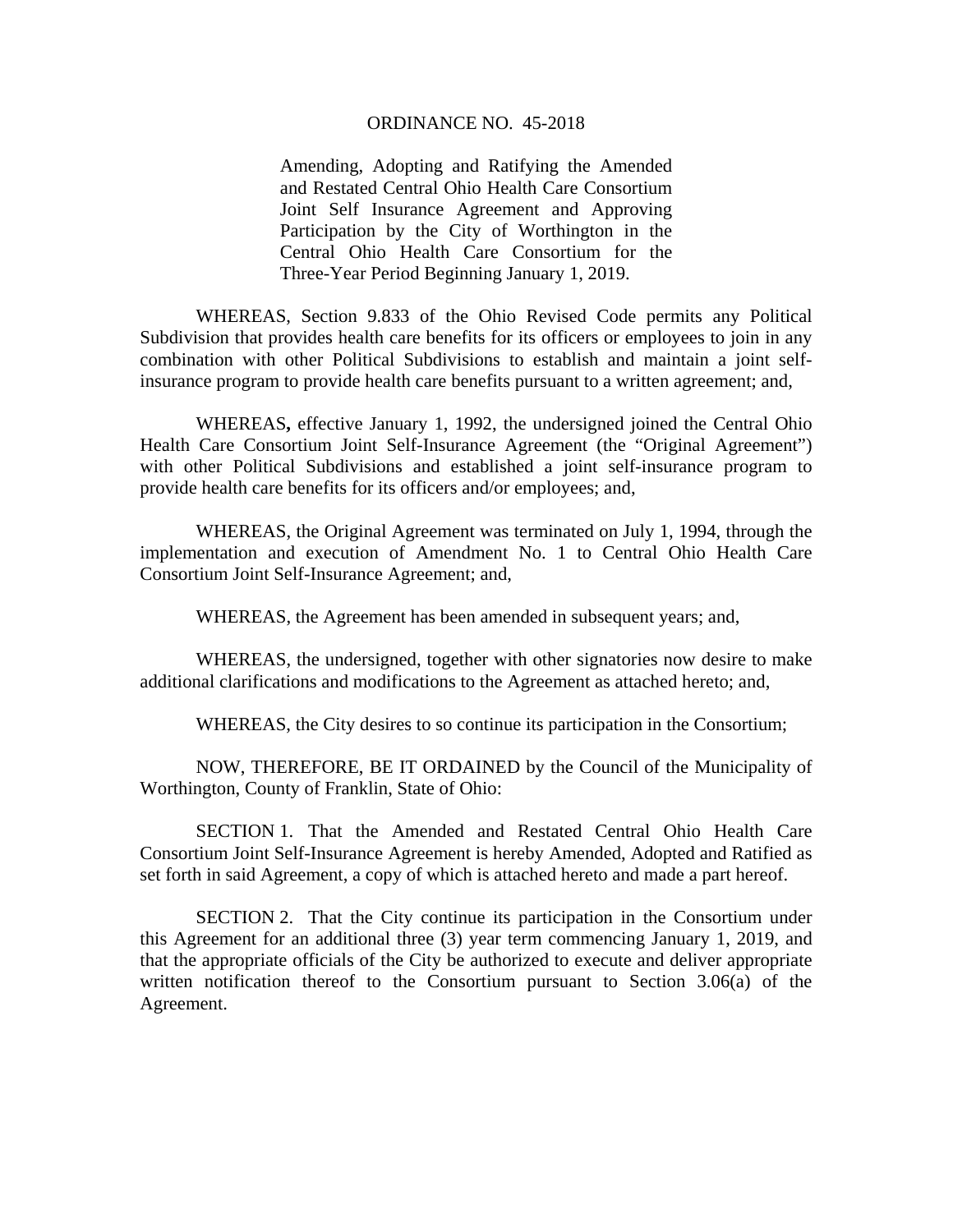# ORDINANCE NO. 45-2018

Amending, Adopting and Ratifying the Amended and Restated Central Ohio Health Care Consortium Joint Self Insurance Agreement and Approving Participation by the City of Worthington in the Central Ohio Health Care Consortium for the Three-Year Period Beginning January 1, 2019.

WHEREAS, Section 9.833 of the Ohio Revised Code permits any Political Subdivision that provides health care benefits for its officers or employees to join in any combination with other Political Subdivisions to establish and maintain a joint self-insurance program to provide health care benefits pursuant to a written agreement; and,

WHEREAS**,** effective January 1, 1992, the undersigned joined the Central Ohio Health Care Consortium Joint Self-Insurance Agreement (the "Original Agreement") with other Political Subdivisions and established a joint self-insurance program to provide health care benefits for its officers and/or employees; and,

WHEREAS, the Original Agreement was terminated on July 1, 1994, through the implementation and execution of Amendment No. 1 to Central Ohio Health Care Consortium Joint Self-Insurance Agreement; and,

WHEREAS, the Agreement has been amended in subsequent years; and,

WHEREAS, the undersigned, together with other signatories now desire to make additional clarifications and modifications to the Agreement as attached hereto; and,

WHEREAS, the City desires to so continue its participation in the Consortium;

NOW, THEREFORE, BE IT ORDAINED by the Council of the Municipality of Worthington, County of Franklin, State of Ohio:

SECTION 1. That the Amended and Restated Central Ohio Health Care Consortium Joint Self-Insurance Agreement is hereby Amended, Adopted and Ratified as set forth in said Agreement, a copy of which is attached hereto and made a part hereof.

SECTION 2. That the City continue its participation in the Consortium under this Agreement for an additional three (3) year term commencing January 1, 2019, and that the appropriate officials of the City be authorized to execute and deliver appropriate written notification thereof to the Consortium pursuant to Section 3.06(a) of the Agreement.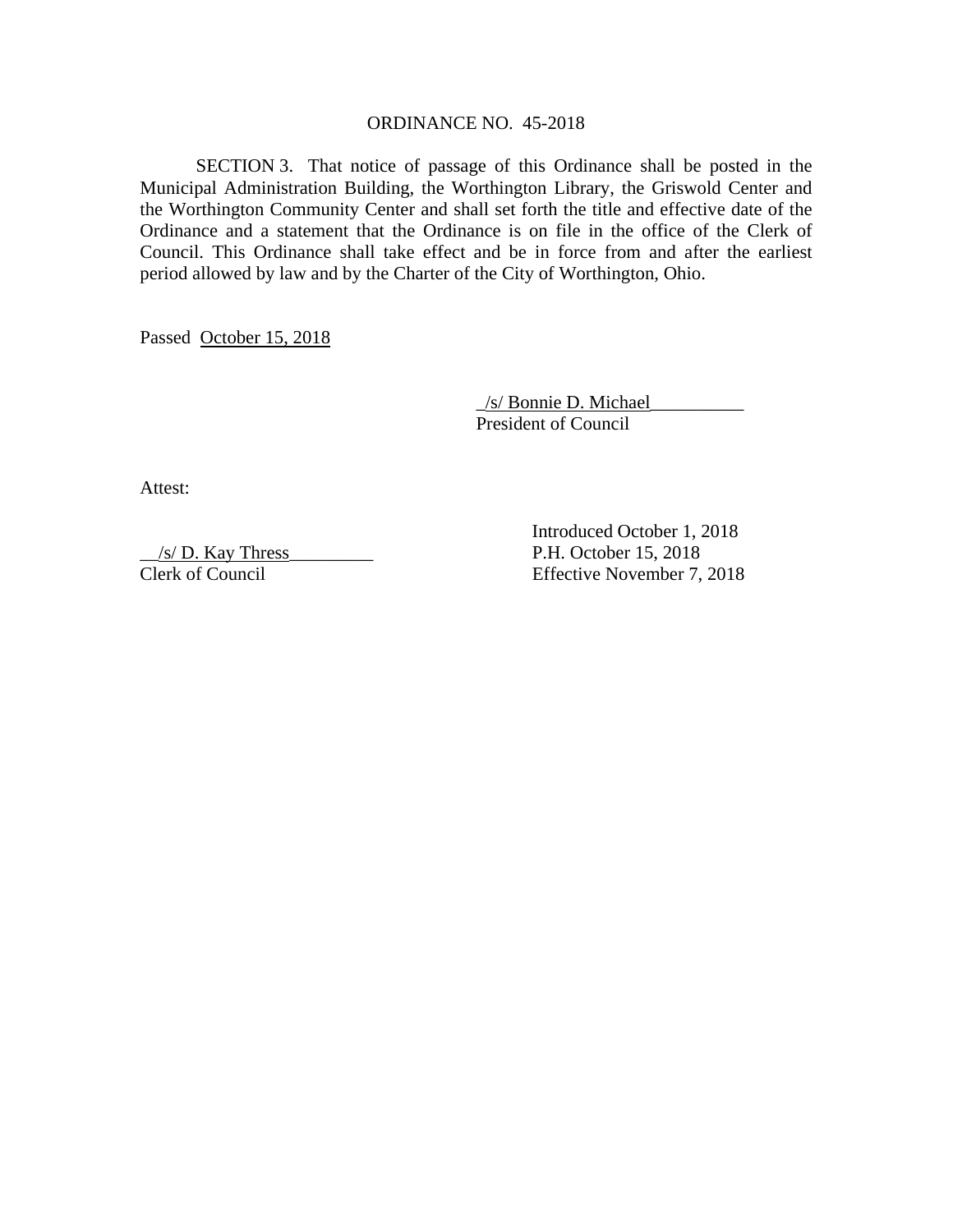ORDINANCE NO. 45-2018

SECTION 3. That notice of passage of this Ordinance shall be posted in the Municipal Administration Building, the Worthington Library, the Griswold Center and the Worthington Community Center and shall set forth the title and effective date of the Ordinance and a statement that the Ordinance is on file in the office of the Clerk of Council. This Ordinance shall take effect and be in force from and after the earliest period allowed by law and by the Charter of the City of Worthington, Ohio.

Passed October 15, 2018

/s/ Bonnie D. Michael
President of Council

Attest:

/s/ D. Kay Thress
Clerk of Council

Introduced October 1, 2018
P.H. October 15, 2018
Effective November 7, 2018